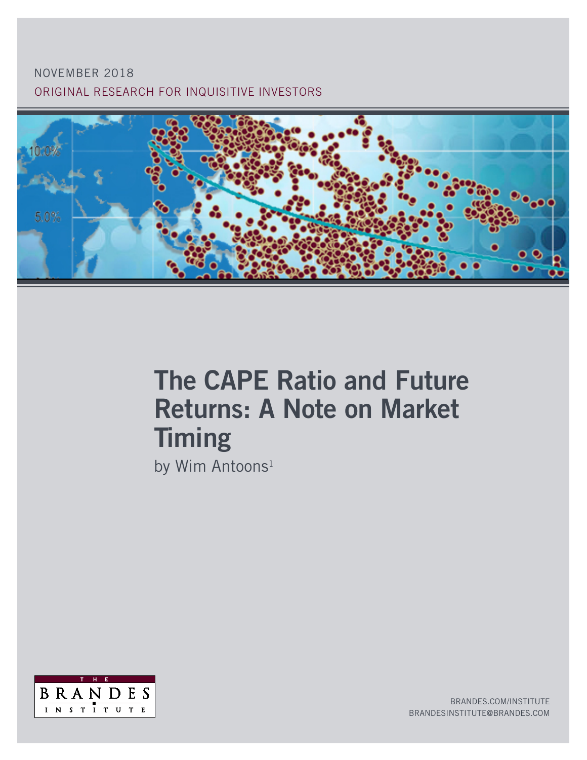NOVEMBER 2018

ORIGINAL RESEARCH FOR INQUISITIVE INVESTORS

# The CAPE Ratio and Future Returns: A Note on Market Timing

by Wim Antoons[1]

THE BRANDES INSTITUTE

BRANDES.COM/INSTITUTE
BRANDESINSTITUTE@BRANDES.COM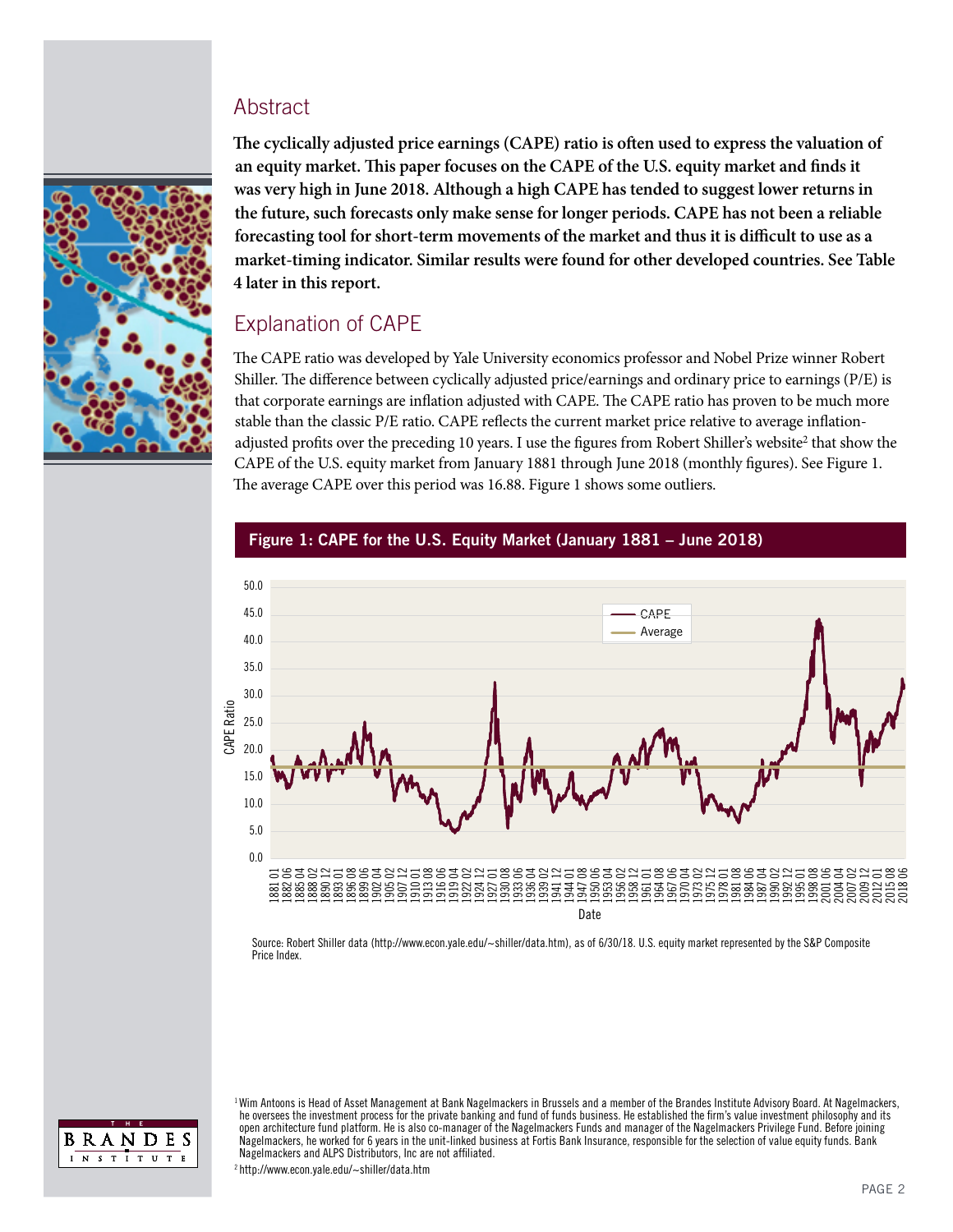## Abstract

**The cyclically adjusted price earnings (CAPE) ratio is often used to express the valuation of an equity market. This paper focuses on the CAPE of the U.S. equity market and finds it was very high in June 2018. Although a high CAPE has tended to suggest lower returns in the future, such forecasts only make sense for longer periods. CAPE has not been a reliable forecasting tool for short-term movements of the market and thus it is difficult to use as a market-timing indicator. Similar results were found for other developed countries. See Table 4 later in this report.**

## Explanation of CAPE

The CAPE ratio was developed by Yale University economics professor and Nobel Prize winner Robert Shiller. The difference between cyclically adjusted price/earnings and ordinary price to earnings (P/E) is that corporate earnings are inflation adjusted with CAPE. The CAPE ratio has proven to be much more stable than the classic P/E ratio. CAPE reflects the current market price relative to average inflation-adjusted profits over the preceding 10 years. I use the figures from Robert Shiller's website[2] that show the CAPE of the U.S. equity market from January 1881 through June 2018 (monthly figures). See Figure 1. The average CAPE over this period was 16.88. Figure 1 shows some outliers.

**Figure 1: CAPE for the U.S. Equity Market (January 1881 – June 2018)**

Source: Robert Shiller data (http://www.econ.yale.edu/~shiller/data.htm), as of 6/30/18. U.S. equity market represented by the S&P Composite Price Index.

[1] Wim Antoons is Head of Asset Management at Bank Nagelmackers in Brussels and a member of the Brandes Institute Advisory Board. At Nagelmackers, he oversees the investment process for the private banking and fund of funds business. He established the firm's value investment philosophy and its open architecture fund platform. He is also co-manager of the Nagelmackers Funds and manager of the Nagelmackers Privilege Fund. Before joining Nagelmackers, he worked for 6 years in the unit-linked business at Fortis Bank Insurance, responsible for the selection of value equity funds. Bank Nagelmackers and ALPS Distributors, Inc are not affiliated.

[2] http://www.econ.yale.edu/~shiller/data.htm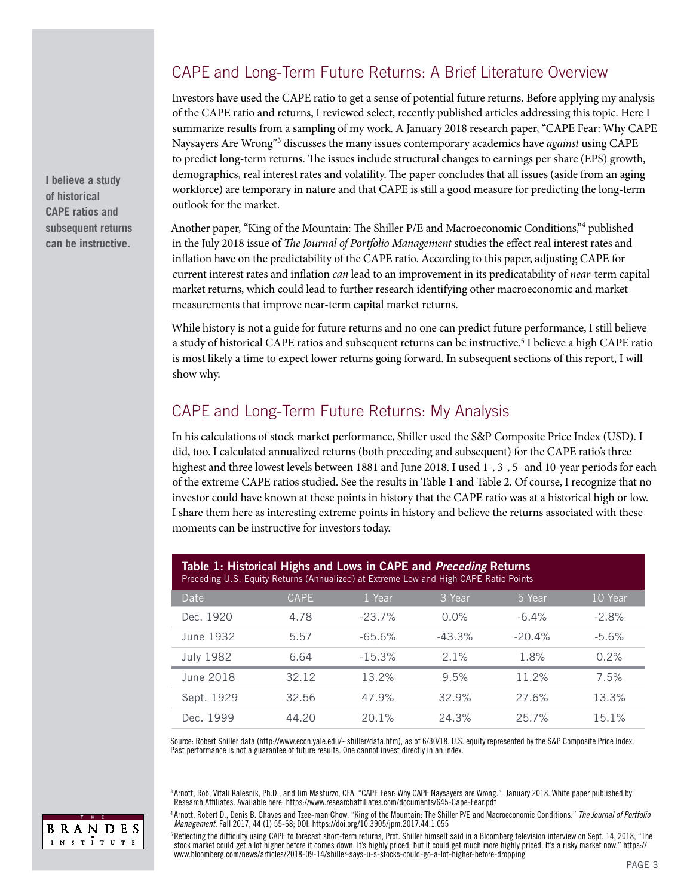## CAPE and Long-Term Future Returns: A Brief Literature Overview

**I believe a study of historical CAPE ratios and subsequent returns can be instructive.**

Investors have used the CAPE ratio to get a sense of potential future returns. Before applying my analysis of the CAPE ratio and returns, I reviewed select, recently published articles addressing this topic. Here I summarize results from a sampling of my work. A January 2018 research paper, "CAPE Fear: Why CAPE Naysayers Are Wrong"[3] discusses the many issues contemporary academics have *against* using CAPE to predict long-term returns. The issues include structural changes to earnings per share (EPS) growth, demographics, real interest rates and volatility. The paper concludes that all issues (aside from an aging workforce) are temporary in nature and that CAPE is still a good measure for predicting the long-term outlook for the market.

Another paper, "King of the Mountain: The Shiller P/E and Macroeconomic Conditions,"[4] published in the July 2018 issue of *The Journal of Portfolio Management* studies the effect real interest rates and inflation have on the predictability of the CAPE ratio. According to this paper, adjusting CAPE for current interest rates and inflation *can* lead to an improvement in its predicatability of *near*-term capital market returns, which could lead to further research identifying other macroeconomic and market measurements that improve near-term capital market returns.

While history is not a guide for future returns and no one can predict future performance, I still believe a study of historical CAPE ratios and subsequent returns can be instructive.[5] I believe a high CAPE ratio is most likely a time to expect lower returns going forward. In subsequent sections of this report, I will show why.

## CAPE and Long-Term Future Returns: My Analysis

In his calculations of stock market performance, Shiller used the S&P Composite Price Index (USD). I did, too. I calculated annualized returns (both preceding and subsequent) for the CAPE ratio's three highest and three lowest levels between 1881 and June 2018. I used 1-, 3-, 5- and 10-year periods for each of the extreme CAPE ratios studied. See the results in Table 1 and Table 2. Of course, I recognize that no investor could have known at these points in history that the CAPE ratio was at a historical high or low. I share them here as interesting extreme points in history and believe the returns associated with these moments can be instructive for investors today.

**Table 1: Historical Highs and Lows in CAPE and *Preceding* Returns**
Preceding U.S. Equity Returns (Annualized) at Extreme Low and High CAPE Ratio Points

| Date | CAPE | 1 Year | 3 Year | 5 Year | 10 Year |
|---|---|---|---|---|---|
| Dec. 1920 | 4.78 | -23.7% | 0.0% | -6.4% | -2.8% |
| June 1932 | 5.57 | -65.6% | -43.3% | -20.4% | -5.6% |
| July 1982 | 6.64 | -15.3% | 2.1% | 1.8% | 0.2% |
| June 2018 | 32.12 | 13.2% | 9.5% | 11.2% | 7.5% |
| Sept. 1929 | 32.56 | 47.9% | 32.9% | 27.6% | 13.3% |
| Dec. 1999 | 44.20 | 20.1% | 24.3% | 25.7% | 15.1% |

Source: Robert Shiller data (http://www.econ.yale.edu/~shiller/data.htm), as of 6/30/18. U.S. equity represented by the S&P Composite Price Index. Past performance is not a guarantee of future results. One cannot invest directly in an index.

[3] Arnott, Rob, Vitali Kalesnik, Ph.D., and Jim Masturzo, CFA. "CAPE Fear: Why CAPE Naysayers are Wrong." January 2018. White paper published by Research Affiliates. Available here: https://www.researchaffiliates.com/documents/645-Cape-Fear.pdf

[4] Arnott, Robert D., Denis B. Chaves and Tzee-man Chow. "King of the Mountain: The Shiller P/E and Macroeconomic Conditions." *The Journal of Portfolio Management*. Fall 2017, 44 (1) 55-68; DOI: https://doi.org/10.3905/jpm.2017.44.1.055

[5] Reflecting the difficulty using CAPE to forecast short-term returns, Prof. Shiller himself said in a Bloomberg television interview on Sept. 14, 2018, "The stock market could get a lot higher before it comes down. It's highly priced, but it could get much more highly priced. It's a risky market now." https://www.bloomberg.com/news/articles/2018-09-14/shiller-says-u-s-stocks-could-go-a-lot-higher-before-dropping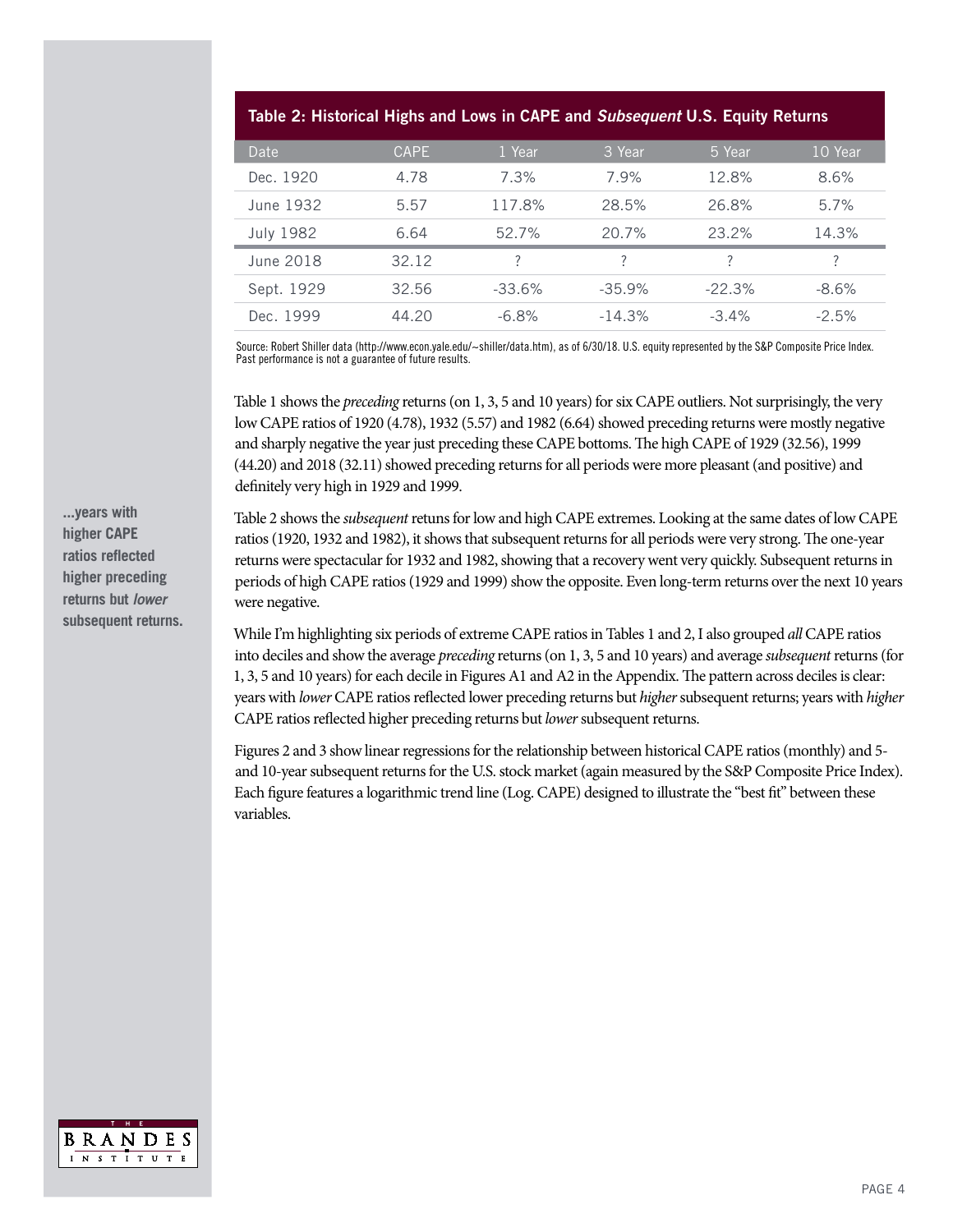**Table 2: Historical Highs and Lows in CAPE and *Subsequent* U.S. Equity Returns**

| Date | CAPE | 1 Year | 3 Year | 5 Year | 10 Year |
|---|---|---|---|---|---|
| Dec. 1920 | 4.78 | 7.3% | 7.9% | 12.8% | 8.6% |
| June 1932 | 5.57 | 117.8% | 28.5% | 26.8% | 5.7% |
| July 1982 | 6.64 | 52.7% | 20.7% | 23.2% | 14.3% |
| June 2018 | 32.12 | ? | ? | ? | ? |
| Sept. 1929 | 32.56 | -33.6% | -35.9% | -22.3% | -8.6% |
| Dec. 1999 | 44.20 | -6.8% | -14.3% | -3.4% | -2.5% |

Source: Robert Shiller data (http://www.econ.yale.edu/~shiller/data.htm), as of 6/30/18. U.S. equity represented by the S&P Composite Price Index. Past performance is not a guarantee of future results.

Table 1 shows the *preceding* returns (on 1, 3, 5 and 10 years) for six CAPE outliers. Not surprisingly, the very low CAPE ratios of 1920 (4.78), 1932 (5.57) and 1982 (6.64) showed preceding returns were mostly negative and sharply negative the year just preceding these CAPE bottoms. The high CAPE of 1929 (32.56), 1999 (44.20) and 2018 (32.11) showed preceding returns for all periods were more pleasant (and positive) and definitely very high in 1929 and 1999.

Table 2 shows the *subsequent* retuns for low and high CAPE extremes. Looking at the same dates of low CAPE ratios (1920, 1932 and 1982), it shows that subsequent returns for all periods were very strong. The one-year returns were spectacular for 1932 and 1982, showing that a recovery went very quickly. Subsequent returns in periods of high CAPE ratios (1929 and 1999) show the opposite. Even long-term returns over the next 10 years were negative.

**...years with higher CAPE ratios reflected higher preceding returns but *lower* subsequent returns.**

While I'm highlighting six periods of extreme CAPE ratios in Tables 1 and 2, I also grouped *all* CAPE ratios into deciles and show the average *preceding* returns (on 1, 3, 5 and 10 years) and average *subsequent* returns (for 1, 3, 5 and 10 years) for each decile in Figures A1 and A2 in the Appendix. The pattern across deciles is clear: years with *lower* CAPE ratios reflected lower preceding returns but *higher* subsequent returns; years with *higher* CAPE ratios reflected higher preceding returns but *lower* subsequent returns.

Figures 2 and 3 show linear regressions for the relationship between historical CAPE ratios (monthly) and 5- and 10-year subsequent returns for the U.S. stock market (again measured by the S&P Composite Price Index). Each figure features a logarithmic trend line (Log. CAPE) designed to illustrate the "best fit" between these variables.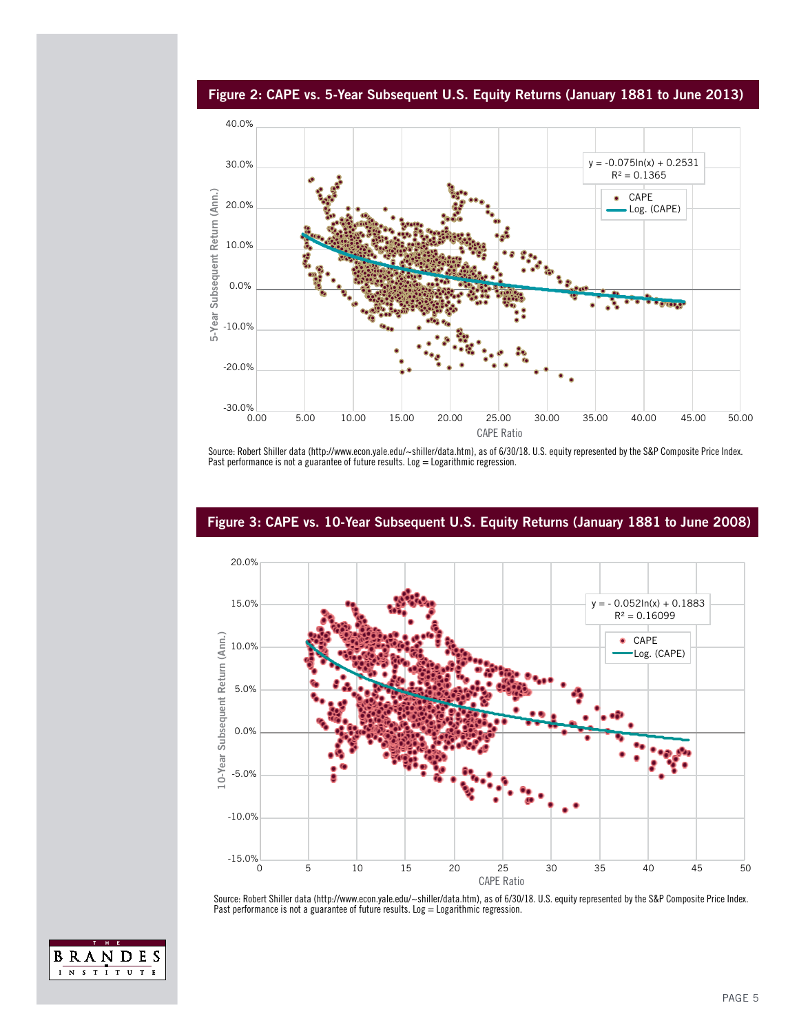## Figure 2: CAPE vs. 5-Year Subsequent U.S. Equity Returns (January 1881 to June 2013)

$y = -0.075\ln(x) + 0.2531$
$R^2 = 0.1365$

Source: Robert Shiller data (http://www.econ.yale.edu/~shiller/data.htm), as of 6/30/18. U.S. equity represented by the S&P Composite Price Index. Past performance is not a guarantee of future results. Log = Logarithmic regression.

## Figure 3: CAPE vs. 10-Year Subsequent U.S. Equity Returns (January 1881 to June 2008)

$y = -0.052\ln(x) + 0.1883$
$R^2 = 0.16099$

Source: Robert Shiller data (http://www.econ.yale.edu/~shiller/data.htm), as of 6/30/18. U.S. equity represented by the S&P Composite Price Index. Past performance is not a guarantee of future results. Log = Logarithmic regression.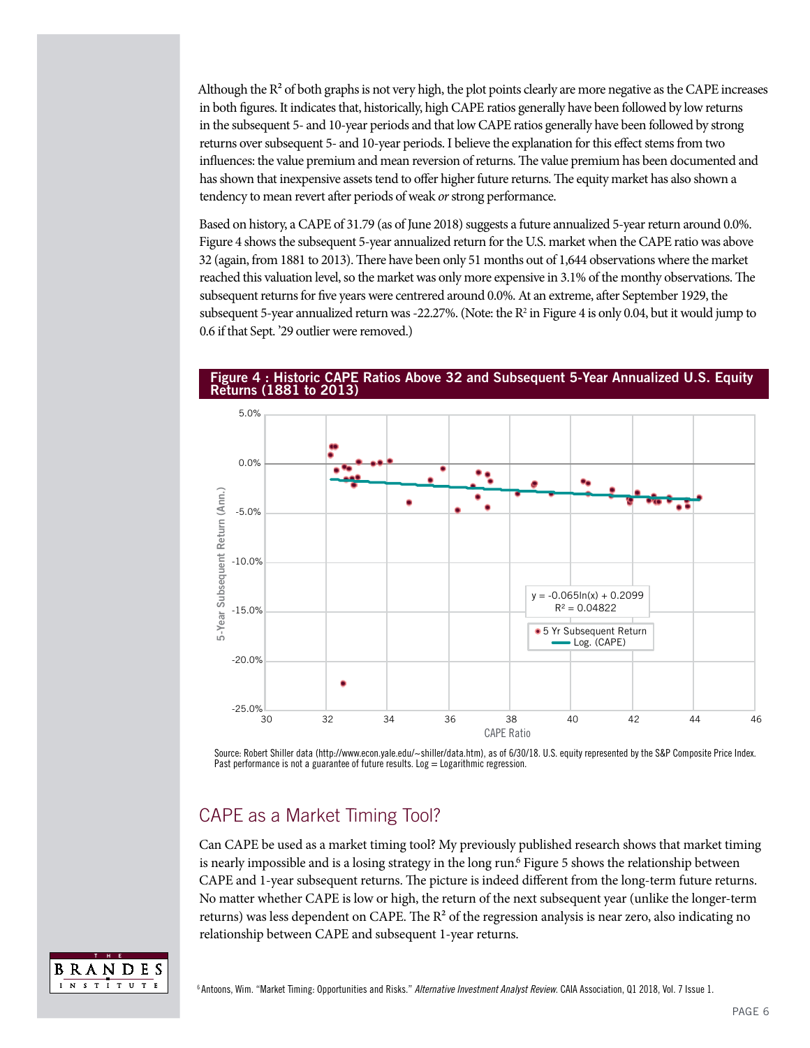Although the $R^2$ of both graphs is not very high, the plot points clearly are more negative as the CAPE increases in both figures. It indicates that, historically, high CAPE ratios generally have been followed by low returns in the subsequent 5- and 10-year periods and that low CAPE ratios generally have been followed by strong returns over subsequent 5- and 10-year periods. I believe the explanation for this effect stems from two influences: the value premium and mean reversion of returns. The value premium has been documented and has shown that inexpensive assets tend to offer higher future returns. The equity market has also shown a tendency to mean revert after periods of weak *or* strong performance.

Based on history, a CAPE of 31.79 (as of June 2018) suggests a future annualized 5-year return around 0.0%. Figure 4 shows the subsequent 5-year annualized return for the U.S. market when the CAPE ratio was above 32 (again, from 1881 to 2013). There have been only 51 months out of of 1,644 observations where the market reached this valuation level, so the market was only more expensive in 3.1% of the monthy observations. The subsequent returns for five years were centred around 0.0%. At an extreme, after September 1929, the subsequent 5-year annualized return was -22.27%. (Note: the $R^2$ in Figure 4 is only 0.04, but it would jump to 0.6 if that Sept. '29 outlier were removed.)

**Figure 4 : Historic CAPE Ratios Above 32 and Subsequent 5-Year Annualized U.S. Equity Returns (1881 to 2013)**

Source: Robert Shiller data (http://www.econ.yale.edu/~shiller/data.htm), as of 6/30/18. U.S. equity represented by the S&P Composite Price Index. Past performance is not a guarantee of future results. Log = Logarithmic regression.

## CAPE as a Market Timing Tool?

Can CAPE be used as a market timing tool? My previously published research shows that market timing is nearly impossible and is a losing strategy in the long run.[6] Figure 5 shows the relationship between CAPE and 1-year subsequent returns. The picture is indeed different from the long-term future returns. No matter whether CAPE is low or high, the return of the next subsequent year (unlike the longer-term returns) was less dependent on CAPE. The $R^2$ of the regression analysis is near zero, also indicating no relationship between CAPE and subsequent 1-year returns.

[6] Antoons, Wim. "Market Timing: Opportunities and Risks." *Alternative Investment Analyst Review.* CAIA Association, Q1 2018, Vol. 7 Issue 1.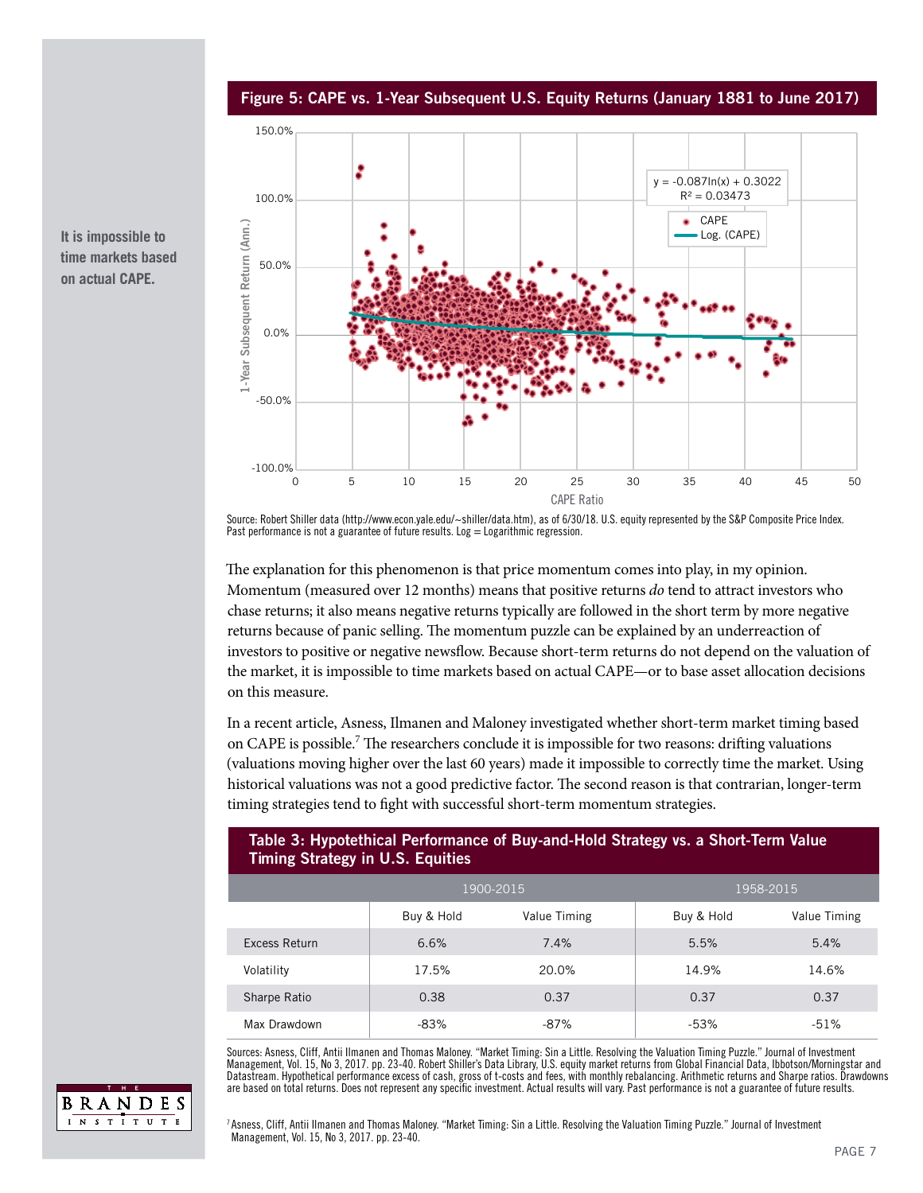It is impossible to time markets based on actual CAPE.

**Figure 5: CAPE vs. 1-Year Subsequent U.S. Equity Returns (January 1881 to June 2017)**

$y = -0.087\ln(x) + 0.3022$
$R^2 = 0.03473$

Source: Robert Shiller data (http://www.econ.yale.edu/~shiller/data.htm), as of 6/30/18. U.S. equity represented by the S&P Composite Price Index. Past performance is not a guarantee of future results. Log = Logarithmic regression.

The explanation for this phenomenon is that price momentum comes into play, in my opinion. Momentum (measured over 12 months) means that positive returns *do* tend to attract investors who chase returns; it also means negative returns typically are followed in the short term by more negative returns because of panic selling. The momentum puzzle can be explained by an underreaction of investors to positive or negative newsflow. Because short-term returns do not depend on the valuation of the market, it is impossible to time markets based on actual CAPE—or to base asset allocation decisions on this measure.

In a recent article, Asness, Ilmanen and Maloney investigated whether short-term market timing based on CAPE is possible.[7] The researchers conclude it is impossible for two reasons: drifting valuations (valuations moving higher over the last 60 years) made it impossible to correctly time the market. Using historical valuations was not a good predictive factor. The second reason is that contrarian, longer-term timing strategies tend to fight with successful short-term momentum strategies.

**Table 3: Hypotethical Performance of Buy-and-Hold Strategy vs. a Short-Term Value Timing Strategy in U.S. Equities**

| | 1900-2015 | | 1958-2015 | |
|---|---|---|---|---|
| | Buy & Hold | Value Timing | Buy & Hold | Value Timing |
| Excess Return | 6.6% | 7.4% | 5.5% | 5.4% |
| Volatility | 17.5% | 20.0% | 14.9% | 14.6% |
| Sharpe Ratio | 0.38 | 0.37 | 0.37 | 0.37 |
| Max Drawdown | -83% | -87% | -53% | -51% |

Sources: Asness, Cliff, Antii Ilmanen and Thomas Maloney. "Market Timing: Sin a Little. Resolving the Valuation Timing Puzzle." Journal of Investment Management, Vol. 15, No 3, 2017. pp. 23-40. Robert Shiller's Data Library, U.S. equity market returns from Global Financial Data, Ibbotson/Morningstar and Datastream. Hypothetical performance excess of cash, gross of t-costs and fees, with monthly rebalancing. Arithmetic returns and Sharpe ratios. Drawdowns are based on total returns. Does not represent any specific investment. Actual results will vary. Past performance is not a guarantee of future results.

[7] Asness, Cliff, Antii Ilmanen and Thomas Maloney. "Market Timing: Sin a Little. Resolving the Valuation Timing Puzzle." Journal of Investment Management, Vol. 15, No 3, 2017. pp. 23-40.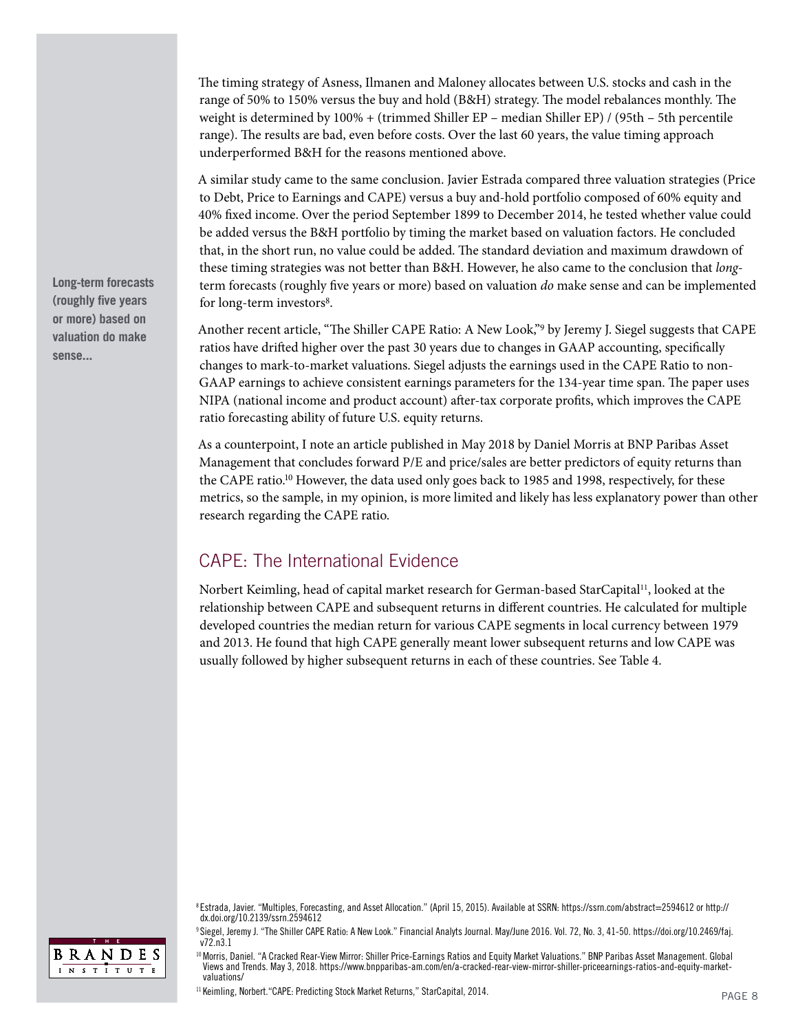The timing strategy of Asness, Ilmanen and Maloney allocates between U.S. stocks and cash in the range of 50% to 150% versus the buy and hold (B&H) strategy. The model rebalances monthly. The weight is determined by 100% + (trimmed Shiller EP – median Shiller EP) / (95th – 5th percentile range). The results are bad, even before costs. Over the last 60 years, the value timing approach underperformed B&H for the reasons mentioned above.

A similar study came to the same conclusion. Javier Estrada compared three valuation strategies (Price to Debt, Price to Earnings and CAPE) versus a buy and-hold portfolio composed of 60% equity and 40% fixed income. Over the period September 1899 to December 2014, he tested whether value could be added versus the B&H portfolio by timing the market based on valuation factors. He concluded that, in the short run, no value could be added. The standard deviation and maximum drawdown of these timing strategies was not better than B&H. However, he also came to the conclusion that *long*-term forecasts (roughly five years or more) based on valuation *do* make sense and can be implemented for long-term investors[8].

**Long-term forecasts (roughly five years or more) based on valuation do make sense...**

Another recent article, "The Shiller CAPE Ratio: A New Look,"[9] by Jeremy J. Siegel suggests that CAPE ratios have drifted higher over the past 30 years due to changes in GAAP accounting, specifically changes to mark-to-market valuations. Siegel adjusts the earnings used in the CAPE Ratio to non-GAAP earnings to achieve consistent earnings parameters for the 134-year time span. The paper uses NIPA (national income and product account) after-tax corporate profits, which improves the CAPE ratio forecasting ability of future U.S. equity returns.

As a counterpoint, I note an article published in May 2018 by Daniel Morris at BNP Paribas Asset Management that concludes forward P/E and price/sales are better predictors of equity returns than the CAPE ratio.[10] However, the data used only goes back to 1985 and 1998, respectively, for these metrics, so the sample, in my opinion, is more limited and likely has less explanatory power than other research regarding the CAPE ratio.

## CAPE: The International Evidence

Norbert Keimling, head of capital market research for German-based StarCapital[11], looked at the relationship between CAPE and subsequent returns in different countries. He calculated for multiple developed countries the median return for various CAPE segments in local currency between 1979 and 2013. He found that high CAPE generally meant lower subsequent returns and low CAPE was usually followed by higher subsequent returns in each of these countries. See Table 4.

[8] Estrada, Javier. "Multiples, Forecasting, and Asset Allocation." (April 15, 2015). Available at SSRN: https://ssrn.com/abstract=2594612 or http://dx.doi.org/10.2139/ssrn.2594612

[9] Siegel, Jeremy J. "The Shiller CAPE Ratio: A New Look." Financial Analyts Journal. May/June 2016. Vol. 72, No. 3, 41-50. https://doi.org/10.2469/faj.v72.n3.1

[10] Morris, Daniel. "A Cracked Rear-View Mirror: Shiller Price-Earnings Ratios and Equity Market Valuations." BNP Paribas Asset Management. Global Views and Trends. May 3, 2018. https://www.bnpparibas-am.com/en/a-cracked-rear-view-mirror-shiller-priceearnings-ratios-and-equity-market-valuations/

[11] Keimling, Norbert."CAPE: Predicting Stock Market Returns," StarCapital, 2014.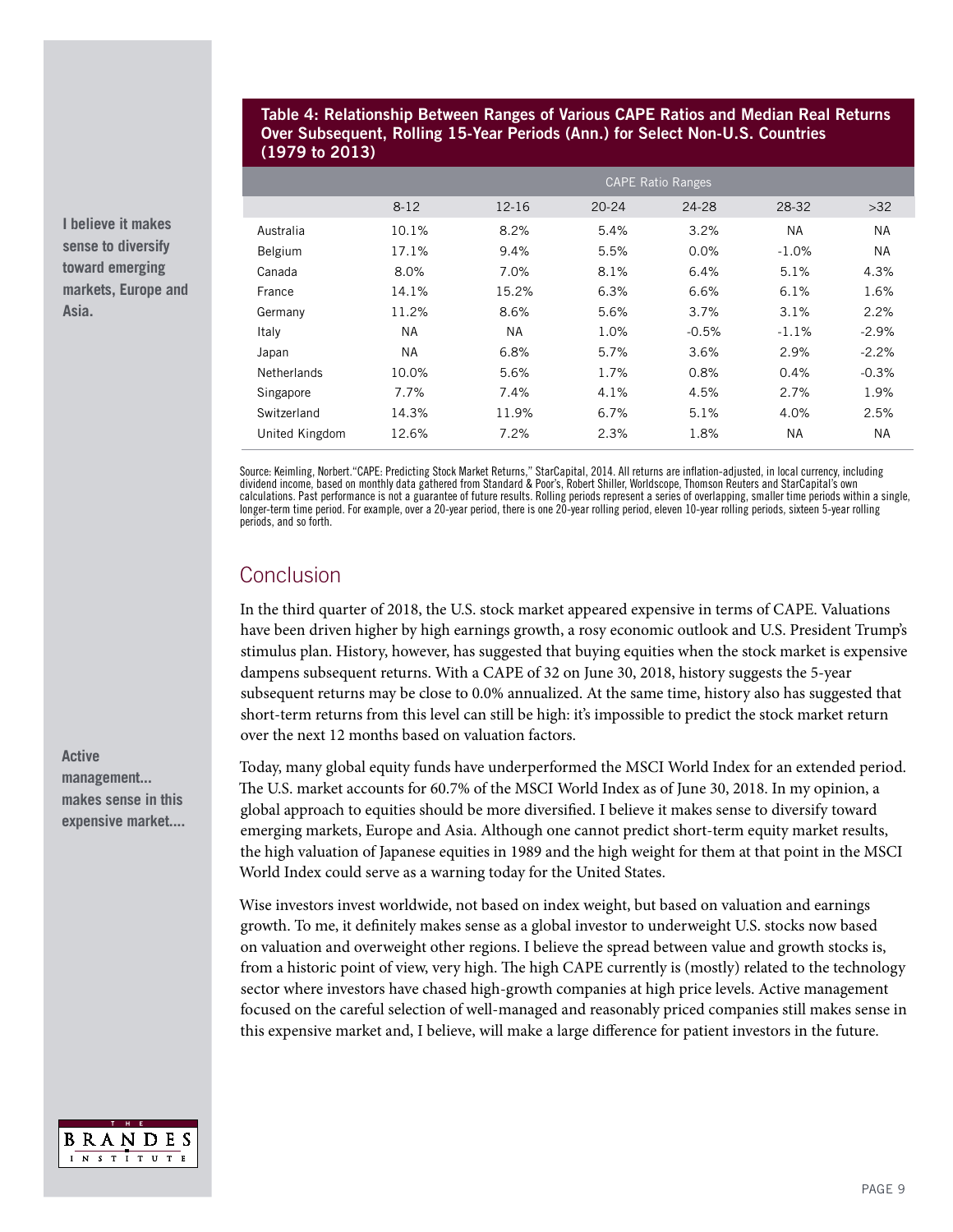**Table 4: Relationship Between Ranges of Various CAPE Ratios and Median Real Returns Over Subsequent, Rolling 15-Year Periods (Ann.) for Select Non-U.S. Countries (1979 to 2013)**

| | CAPE Ratio Ranges | | | | | |
|---|---|---|---|---|---|---|
| | 8-12 | 12-16 | 20-24 | 24-28 | 28-32 | >32 |
| Australia | 10.1% | 8.2% | 5.4% | 3.2% | NA | NA |
| Belgium | 17.1% | 9.4% | 5.5% | 0.0% | -1.0% | NA |
| Canada | 8.0% | 7.0% | 8.1% | 6.4% | 5.1% | 4.3% |
| France | 14.1% | 15.2% | 6.3% | 6.6% | 6.1% | 1.6% |
| Germany | 11.2% | 8.6% | 5.6% | 3.7% | 3.1% | 2.2% |
| Italy | NA | NA | 1.0% | -0.5% | -1.1% | -2.9% |
| Japan | NA | 6.8% | 5.7% | 3.6% | 2.9% | -2.2% |
| Netherlands | 10.0% | 5.6% | 1.7% | 0.8% | 0.4% | -0.3% |
| Singapore | 7.7% | 7.4% | 4.1% | 4.5% | 2.7% | 1.9% |
| Switzerland | 14.3% | 11.9% | 6.7% | 5.1% | 4.0% | 2.5% |
| United Kingdom | 12.6% | 7.2% | 2.3% | 1.8% | NA | NA |

Source: Keimling, Norbert."CAPE: Predicting Stock Market Returns," StarCapital, 2014. All returns are inflation-adjusted, in local currency, including dividend income, based on monthly data gathered from Standard & Poor's, Robert Shiller, Worldscope, Thomson Reuters and StarCapital's own calculations. Past performance is not a guarantee of future results. Rolling periods represent a series of overlapping, smaller time periods within a single, longer-term time period. For example, over a 20-year period, there is one 20-year rolling period, eleven 10-year rolling periods, sixteen 5-year rolling periods, and so forth.

## Conclusion

In the third quarter of 2018, the U.S. stock market appeared expensive in terms of CAPE. Valuations have been driven higher by high earnings growth, a rosy economic outlook and U.S. President Trump's stimulus plan. History, however, has suggested that buying equities when the stock market is expensive dampens subsequent returns. With a CAPE of 32 on June 30, 2018, history suggests the 5-year subsequent returns may be close to 0.0% annualized. At the same time, history also has suggested that short-term returns from this level can still be high: it's impossible to predict the stock market return over the next 12 months based on valuation factors.

**I believe it makes sense to diversify toward emerging markets, Europe and Asia.**

Today, many global equity funds have underperformed the MSCI World Index for an extended period. The U.S. market accounts for 60.7% of the MSCI World Index as of June 30, 2018. In my opinion, a global approach to equities should be more diversified. I believe it makes sense to diversify toward emerging markets, Europe and Asia. Although one cannot predict short-term equity market results, the high valuation of Japanese equities in 1989 and the high weight for them at that point in the MSCI World Index could serve as a warning today for the United States.

**Active management... makes sense in this expensive market....**

Wise investors invest worldwide, not based on index weight, but based on valuation and earnings growth. To me, it definitely makes sense as a global investor to underweight U.S. stocks now based on valuation and overweight other regions. I believe the spread between value and growth stocks is, from a historic point of view, very high. The high CAPE currently is (mostly) related to the technology sector where investors have chased high-growth companies at high price levels. Active management focused on the careful selection of well-managed and reasonably priced companies still makes sense in this expensive market and, I believe, will make a large difference for patient investors in the future.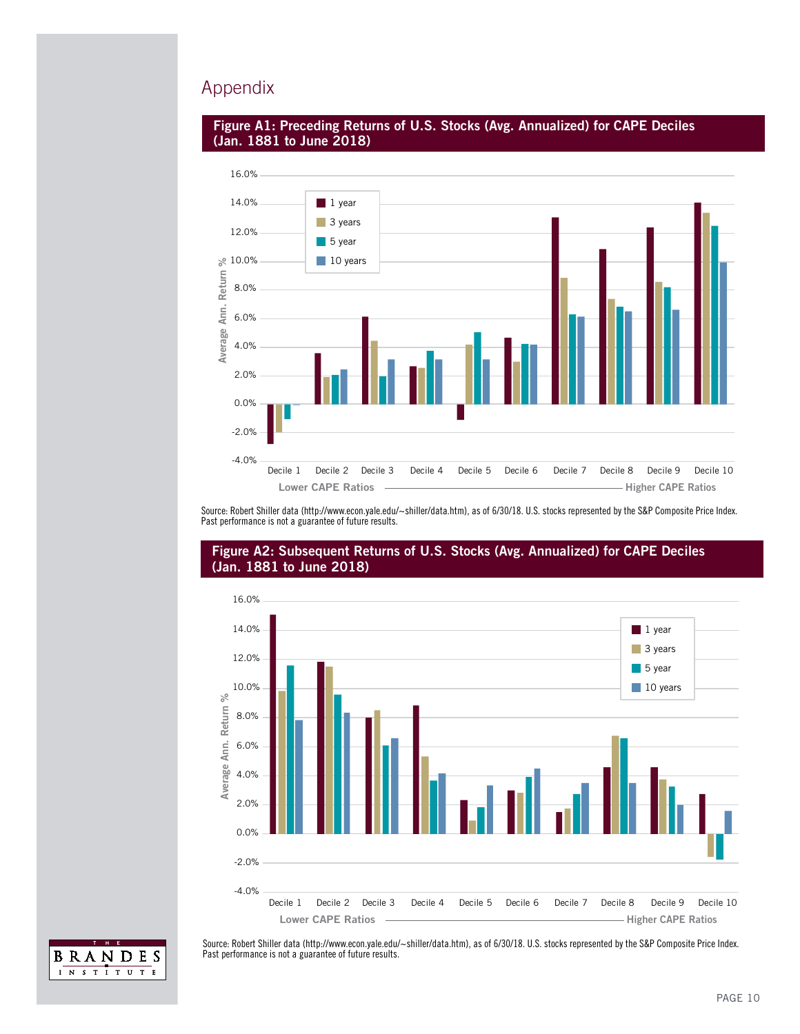# Appendix

**Figure A1: Preceding Returns of U.S. Stocks (Avg. Annualized) for CAPE Deciles (Jan. 1881 to June 2018)**

Source: Robert Shiller data (http://www.econ.yale.edu/~shiller/data.htm), as of 6/30/18. U.S. stocks represented by the S&P Composite Price Index. Past performance is not a guarantee of future results.

**Figure A2: Subsequent Returns of U.S. Stocks (Avg. Annualized) for CAPE Deciles (Jan. 1881 to June 2018)**

Source: Robert Shiller data (http://www.econ.yale.edu/~shiller/data.htm), as of 6/30/18. U.S. stocks represented by the S&P Composite Price Index. Past performance is not a guarantee of future results.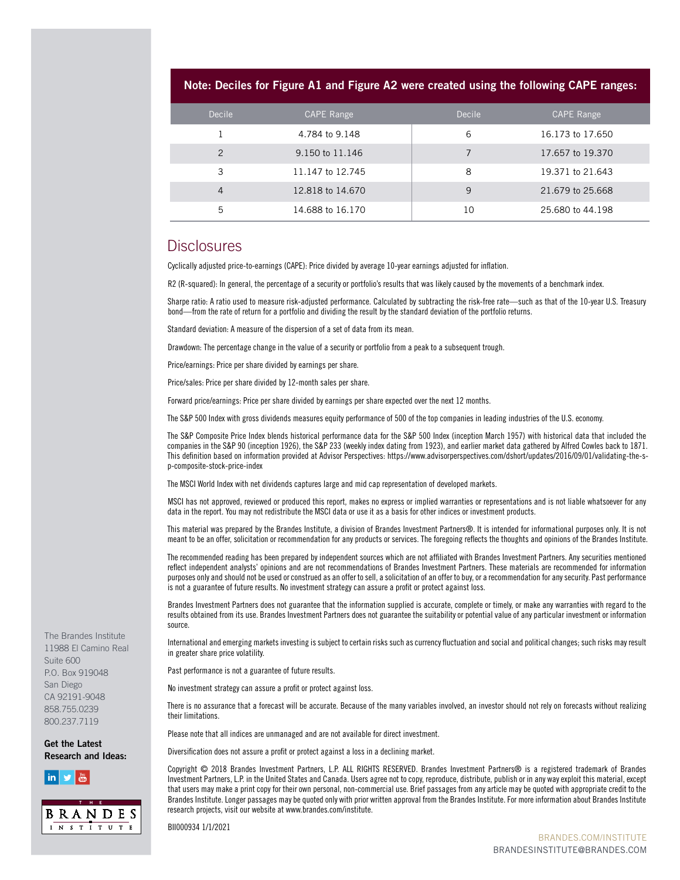**Note: Deciles for Figure A1 and Figure A2 were created using the following CAPE ranges:**

| Decile | CAPE Range | Decile | CAPE Range |
|---|---|---|---|
| 1 | 4.784 to 9.148 | 6 | 16.173 to 17.650 |
| 2 | 9.150 to 11.146 | 7 | 17.657 to 19.370 |
| 3 | 11.147 to 12.745 | 8 | 19.371 to 21.643 |
| 4 | 12.818 to 14.670 | 9 | 21.679 to 25.668 |
| 5 | 14.688 to 16.170 | 10 | 25.680 to 44.198 |

## Disclosures

Cyclically adjusted price-to-earnings (CAPE): Price divided by average 10-year earnings adjusted for inflation.

R2 (R-squared): In general, the percentage of a security or portfolio's results that was likely caused by the movements of a benchmark index.

Sharpe ratio: A ratio used to measure risk-adjusted performance. Calculated by subtracting the risk-free rate—such as that of the 10-year U.S. Treasury bond—from the rate of return for a portfolio and dividing the result by the standard deviation of the portfolio returns.

Standard deviation: A measure of the dispersion of a set of data from its mean.

Drawdown: The percentage change in the value of a security or portfolio from a peak to a subsequent trough.

Price/earnings: Price per share divided by earnings per share.

Price/sales: Price per share divided by 12-month sales per share.

Forward price/earnings: Price per share divided by earnings per share expected over the next 12 months.

The S&P 500 Index with gross dividends measures equity performance of 500 of the top companies in leading industries of the U.S. economy.

The S&P Composite Price Index blends historical performance data for the S&P 500 Index (inception March 1957) with historical data that included the companies in the S&P 90 (inception 1926), the S&P 233 (weekly index dating from 1923), and earlier market data gathered by Alfred Cowles back to 1871. This definition based on information provided at Advisor Perspectives: https://www.advisorperspectives.com/dshort/updates/2016/09/01/validating-the-s-p-composite-stock-price-index

The MSCI World Index with net dividends captures large and mid cap representation of developed markets.

MSCI has not approved, reviewed or produced this report, makes no express or implied warranties or representations and is not liable whatsoever for any data in the report. You may not redistribute the MSCI data or use it as a basis for other indices or investment products.

This material was prepared by the Brandes Institute, a division of Brandes Investment Partners®. It is intended for informational purposes only. It is not meant to be an offer, solicitation or recommendation for any products or services. The foregoing reflects the thoughts and opinions of the Brandes Institute.

The recommended reading has been prepared by independent sources which are not affiliated with Brandes Investment Partners. Any securities mentioned reflect independent analysts' opinions and are not recommendations of Brandes Investment Partners. These materials are recommended for information purposes only and should not be used or construed as an offer to sell, a solicitation of an offer to buy, or a recommendation for any security. Past performance is not a guarantee of future results. No investment strategy can assure a profit or protect against loss.

Brandes Investment Partners does not guarantee that the information supplied is accurate, complete or timely, or make any warranties with regard to the results obtained from its use. Brandes Investment Partners does not guarantee the suitability or potential value of any particular investment or information source.

International and emerging markets investing is subject to certain risks such as currency fluctuation and social and political changes; such risks may result in greater share price volatility.

Past performance is not a guarantee of future results.

No investment strategy can assure a profit or protect against loss.

There is no assurance that a forecast will be accurate. Because of the many variables involved, an investor should not rely on forecasts without realizing their limitations.

Please note that all indices are unmanaged and are not available for direct investment.

Diversification does not assure a profit or protect against a loss in a declining market.

Copyright © 2018 Brandes Investment Partners, L.P. ALL RIGHTS RESERVED. Brandes Investment Partners® is a registered trademark of Brandes Investment Partners, L.P. in the United States and Canada. Users agree not to copy, reproduce, distribute, publish or in any way exploit this material, except that users may make a print copy for their own personal, non-commercial use. Brief passages from any article may be quoted with appropriate credit to the Brandes Institute. Longer passages may be quoted only with prior written approval from the Brandes Institute. For more information about Brandes Institute research projects, visit our website at www.brandes.com/institute.

BII000934 1/1/2021

The Brandes Institute
11988 El Camino Real
Suite 600
P.O. Box 919048
San Diego
CA 92191-9048
858.755.0239
800.237.7119

**Get the Latest Research and Ideas:**

THE BRANDES INSTITUTE

BRANDES.COM/INSTITUTE
BRANDESINSTITUTE@BRANDES.COM